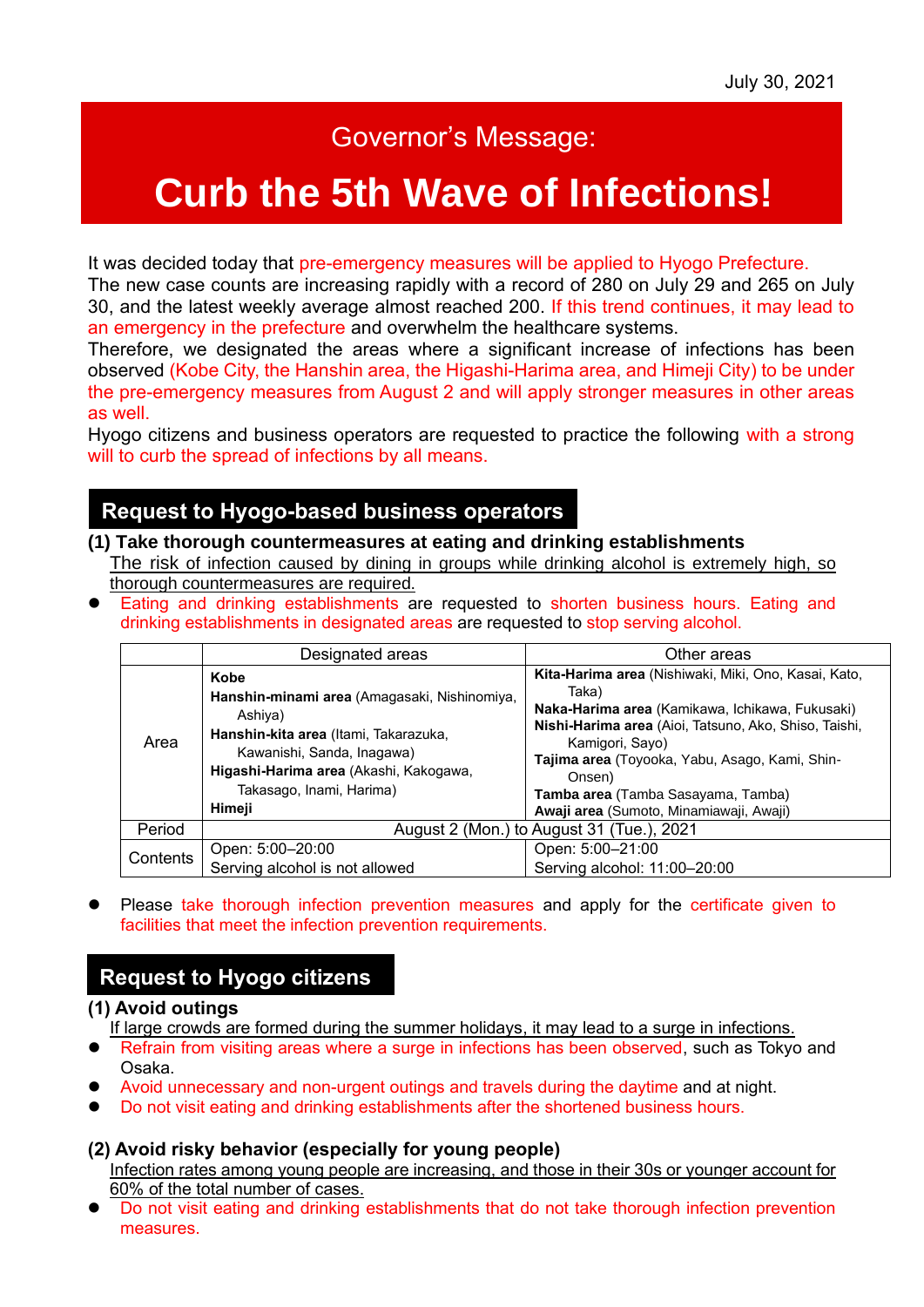July 30, 2021

# Governor's Message:

# Curb the 5th Wave of Infections!

It was decided today that pre-emergency measures will be applied to Hyogo Prefecture.
The new case counts are increasing rapidly with a record of 280 on July 29 and 265 on July 30, and the latest weekly average almost reached 200. If this trend continues, it may lead to an emergency in the prefecture and overwhelm the healthcare systems.
Therefore, we designated the areas where a significant increase of infections has been observed (Kobe City, the Hanshin area, the Higashi-Harima area, and Himeji City) to be under the pre-emergency measures from August 2 and will apply stronger measures in other areas as well.
Hyogo citizens and business operators are requested to practice the following with a strong will to curb the spread of infections by all means.

## Request to Hyogo-based business operators

### (1) Take thorough countermeasures at eating and drinking establishments

The risk of infection caused by dining in groups while drinking alcohol is extremely high, so thorough countermeasures are required.

- Eating and drinking establishments are requested to shorten business hours. Eating and drinking establishments in designated areas are requested to stop serving alcohol.

| | Designated areas | Other areas |
|---|---|---|
| Area | **Kobe**<br>**Hanshin-minami area** (Amagasaki, Nishinomiya, Ashiya)<br>**Hanshin-kita area** (Itami, Takarazuka, Kawanishi, Sanda, Inagawa)<br>**Higashi-Harima area** (Akashi, Kakogawa, Takasago, Inami, Harima)<br>**Himeji** | **Kita-Harima area** (Nishiwaki, Miki, Ono, Kasai, Kato, Taka)<br>**Naka-Harima area** (Kamikawa, Ichikawa, Fukusaki)<br>**Nishi-Harima area** (Aioi, Tatsuno, Ako, Shiso, Taishi, Kamigori, Sayo)<br>**Tajima area** (Toyooka, Yabu, Asago, Kami, Shin-Onsen)<br>**Tamba area** (Tamba Sasayama, Tamba)<br>**Awaji area** (Sumoto, Minamiawaji, Awaji) |
| Period | August 2 (Mon.) to August 31 (Tue.), 2021 | |
| Contents | Open: 5:00–20:00<br>Serving alcohol is not allowed | Open: 5:00–21:00<br>Serving alcohol: 11:00–20:00 |

- Please take thorough infection prevention measures and apply for the certificate given to facilities that meet the infection prevention requirements.

## Request to Hyogo citizens

### (1) Avoid outings

If large crowds are formed during the summer holidays, it may lead to a surge in infections.

- Refrain from visiting areas where a surge in infections has been observed, such as Tokyo and Osaka.
- Avoid unnecessary and non-urgent outings and travels during the daytime and at night.
- Do not visit eating and drinking establishments after the shortened business hours.

### (2) Avoid risky behavior (especially for young people)

Infection rates among young people are increasing, and those in their 30s or younger account for 60% of the total number of cases.

- Do not visit eating and drinking establishments that do not take thorough infection prevention measures.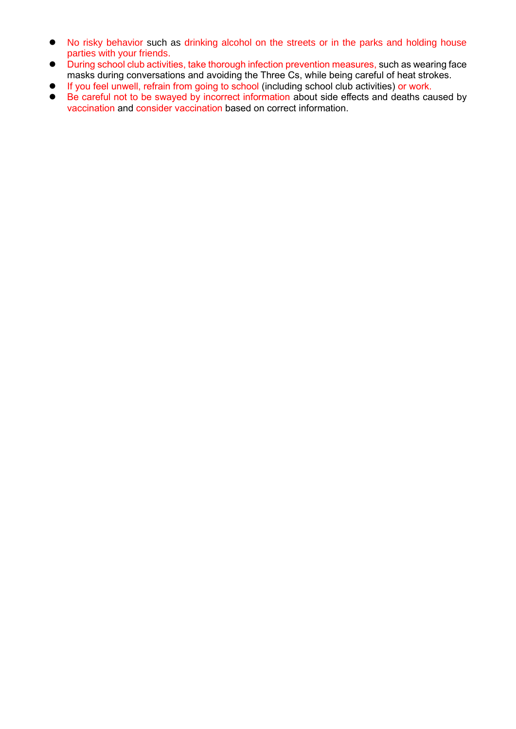- No risky behavior such as drinking alcohol on the streets or in the parks and holding house parties with your friends.
- During school club activities, take thorough infection prevention measures, such as wearing face masks during conversations and avoiding the Three Cs, while being careful of heat strokes.
- If you feel unwell, refrain from going to school (including school club activities) or work.
- Be careful not to be swayed by incorrect information about side effects and deaths caused by vaccination and consider vaccination based on correct information.